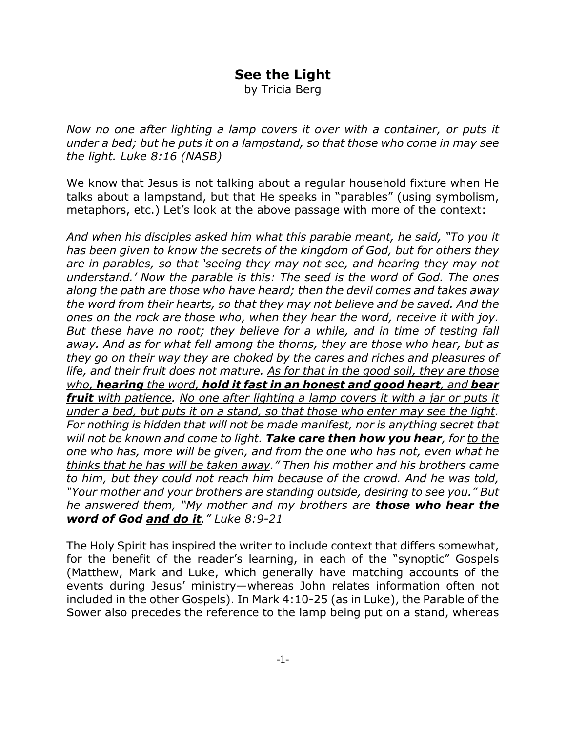# See the Light

by Tricia Berg

*Now no one after lighting a lamp covers it over with a container, or puts it under a bed; but he puts it on a lampstand, so that those who come in may see the light. Luke 8:16 (NASB)*

We know that Jesus is not talking about a regular household fixture when He talks about a lampstand, but that He speaks in "parables" (using symbolism, metaphors, etc.) Let's look at the above passage with more of the context:

*And when his disciples asked him what this parable meant, he said, "To you it has been given to know the secrets of the kingdom of God, but for others they are in parables, so that 'seeing they may not see, and hearing they may not understand.' Now the parable is this: The seed is the word of God. The ones along the path are those who have heard; then the devil comes and takes away the word from their hearts, so that they may not believe and be saved. And the ones on the rock are those who, when they hear the word, receive it with joy. But these have no root; they believe for a while, and in time of testing fall away. And as for what fell among the thorns, they are those who hear, but as they go on their way they are choked by the cares and riches and pleasures of life, and their fruit does not mature. <u>As for that in the good soil, they are those who, **hearing** the word, **hold it fast in an honest and good heart**, and **bear fruit** with patience. No one after lighting a lamp covers it with a jar or puts it under a bed, but puts it on a stand, so that those who enter may see the light.</u> For nothing is hidden that will not be made manifest, nor is anything secret that will not be known and come to light. **Take care then how you hear**, for <u>to the one who has, more will be given, and from the one who has not, even what he thinks that he has will be taken away</u>." Then his mother and his brothers came to him, but they could not reach him because of the crowd. And he was told, "Your mother and your brothers are standing outside, desiring to see you." But he answered them, "My mother and my brothers are **those who hear the word of God <u>and do it</u>**." Luke 8:9-21*

The Holy Spirit has inspired the writer to include context that differs somewhat, for the benefit of the reader's learning, in each of the "synoptic" Gospels (Matthew, Mark and Luke, which generally have matching accounts of the events during Jesus' ministry—whereas John relates information often not included in the other Gospels). In Mark 4:10-25 (as in Luke), the Parable of the Sower also precedes the reference to the lamp being put on a stand, whereas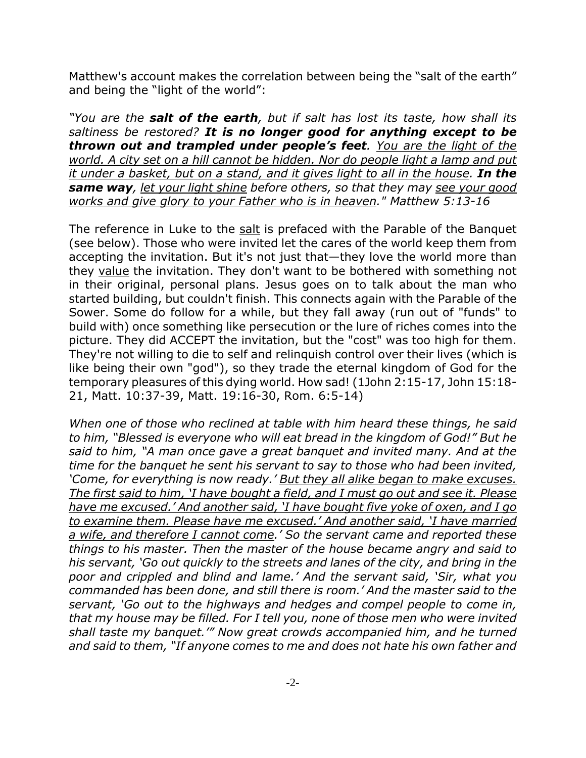Matthew's account makes the correlation between being the "salt of the earth" and being the "light of the world":

*"You are the **salt of the earth**, but if salt has lost its taste, how shall its saltiness be restored? **It is no longer good for anything except to be thrown out and trampled under people's feet**. <u>You are the light of the world. A city set on a hill cannot be hidden. Nor do people light a lamp and put it under a basket, but on a stand, and it gives light to all in the house</u>. **In the same way**, <u>let your light shine</u> before others, so that they may <u>see your good works and give glory to your Father who is in heaven</u>." Matthew 5:13-16*

The reference in Luke to the <u>salt</u> is prefaced with the Parable of the Banquet (see below). Those who were invited let the cares of the world keep them from accepting the invitation. But it's not just that—they love the world more than they <u>value</u> the invitation. They don't want to be bothered with something not in their original, personal plans. Jesus goes on to talk about the man who started building, but couldn't finish. This connects again with the Parable of the Sower. Some do follow for a while, but they fall away (run out of "funds" to build with) once something like persecution or the lure of riches comes into the picture. They did ACCEPT the invitation, but the "cost" was too high for them. They're not willing to die to self and relinquish control over their lives (which is like being their own "god"), so they trade the eternal kingdom of God for the temporary pleasures of this dying world. How sad! (1John 2:15-17, John 15:18-21, Matt. 10:37-39, Matt. 19:16-30, Rom. 6:5-14)

*When one of those who reclined at table with him heard these things, he said to him, "Blessed is everyone who will eat bread in the kingdom of God!" But he said to him, "A man once gave a great banquet and invited many. And at the time for the banquet he sent his servant to say to those who had been invited, 'Come, for everything is now ready.' <u>But they all alike began to make excuses. The first said to him, 'I have bought a field, and I must go out and see it. Please have me excused.' And another said, 'I have bought five yoke of oxen, and I go to examine them. Please have me excused.' And another said, 'I have married a wife, and therefore I cannot come</u>.' So the servant came and reported these things to his master. Then the master of the house became angry and said to his servant, 'Go out quickly to the streets and lanes of the city, and bring in the poor and crippled and blind and lame.' And the servant said, 'Sir, what you commanded has been done, and still there is room.' And the master said to the servant, 'Go out to the highways and hedges and compel people to come in, that my house may be filled. For I tell you, none of those men who were invited shall taste my banquet.'" Now great crowds accompanied him, and he turned and said to them, "If anyone comes to me and does not hate his own father and*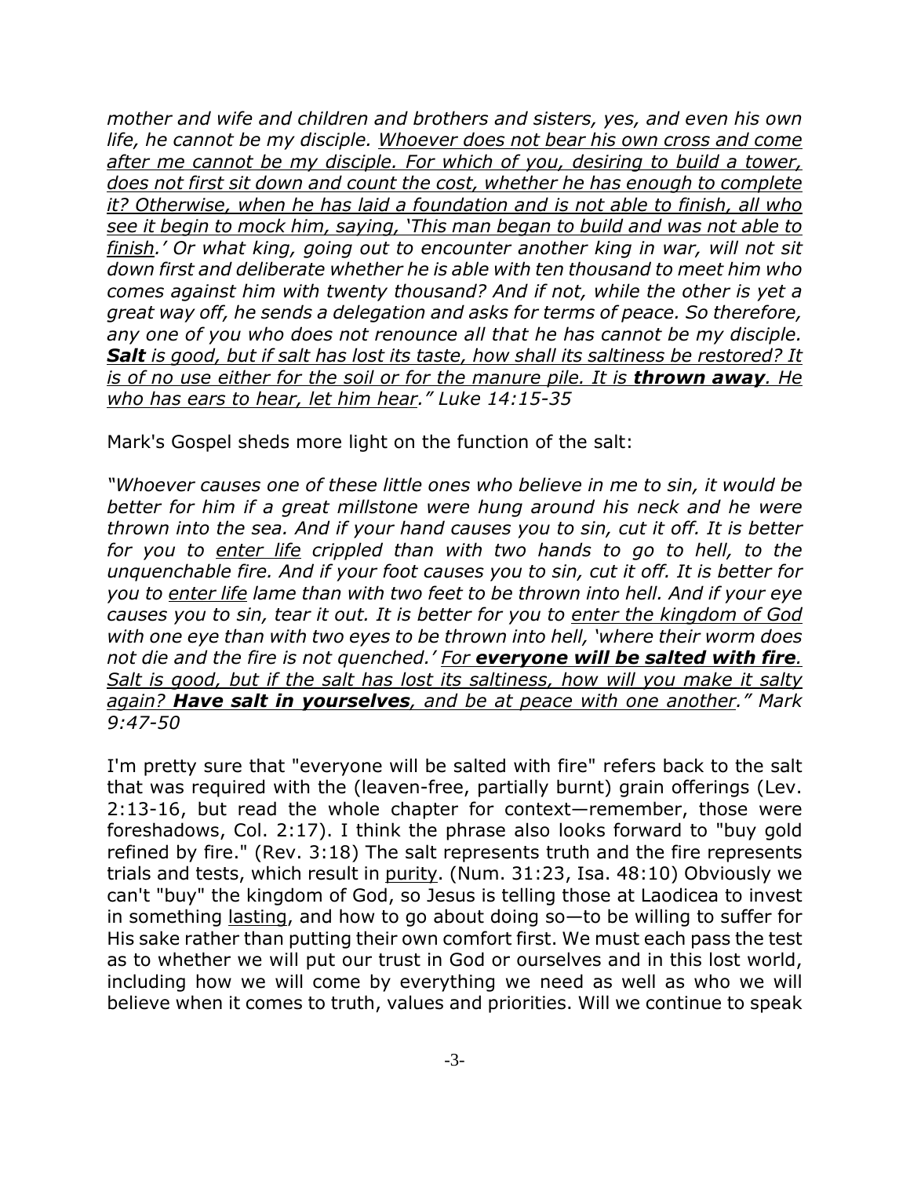*mother and wife and children and brothers and sisters, yes, and even his own life, he cannot be my disciple. <u>Whoever does not bear his own cross and come after me cannot be my disciple. For which of you, desiring to build a tower, does not first sit down and count the cost, whether he has enough to complete it? Otherwise, when he has laid a foundation and is not able to finish, all who see it begin to mock him, saying, 'This man began to build and was not able to finish</u>.' Or what king, going out to encounter another king in war, will not sit down first and deliberate whether he is able with ten thousand to meet him who comes against him with twenty thousand? And if not, while the other is yet a great way off, he sends a delegation and asks for terms of peace. So therefore, any one of you who does not renounce all that he has cannot be my disciple. <u>**Salt** is good, but if salt has lost its taste, how shall its saltiness be restored? It is of no use either for the soil or for the manure pile. It is **thrown away**. He who has ears to hear, let him hear</u>." Luke 14:15-35*

Mark's Gospel sheds more light on the function of the salt:

*"Whoever causes one of these little ones who believe in me to sin, it would be better for him if a great millstone were hung around his neck and he were thrown into the sea. And if your hand causes you to sin, cut it off. It is better for you to <u>enter life</u> crippled than with two hands to go to hell, to the unquenchable fire. And if your foot causes you to sin, cut it off. It is better for you to <u>enter life</u> lame than with two feet to be thrown into hell. And if your eye causes you to sin, tear it out. It is better for you to <u>enter the kingdom of God</u> with one eye than with two eyes to be thrown into hell, 'where their worm does not die and the fire is not quenched.' <u>For **everyone will be salted with fire**. Salt is good, but if the salt has lost its saltiness, how will you make it salty again? **Have salt in yourselves**, and be at peace with one another</u>." Mark 9:47-50*

I'm pretty sure that "everyone will be salted with fire" refers back to the salt that was required with the (leaven-free, partially burnt) grain offerings (Lev. 2:13-16, but read the whole chapter for context—remember, those were foreshadows, Col. 2:17). I think the phrase also looks forward to "buy gold refined by fire." (Rev. 3:18) The salt represents truth and the fire represents trials and tests, which result in <u>purity</u>. (Num. 31:23, Isa. 48:10) Obviously we can't "buy" the kingdom of God, so Jesus is telling those at Laodicea to invest in something <u>lasting</u>, and how to go about doing so—to be willing to suffer for His sake rather than putting their own comfort first. We must each pass the test as to whether we will put our trust in God or ourselves and in this lost world, including how we will come by everything we need as well as who we will believe when it comes to truth, values and priorities. Will we continue to speak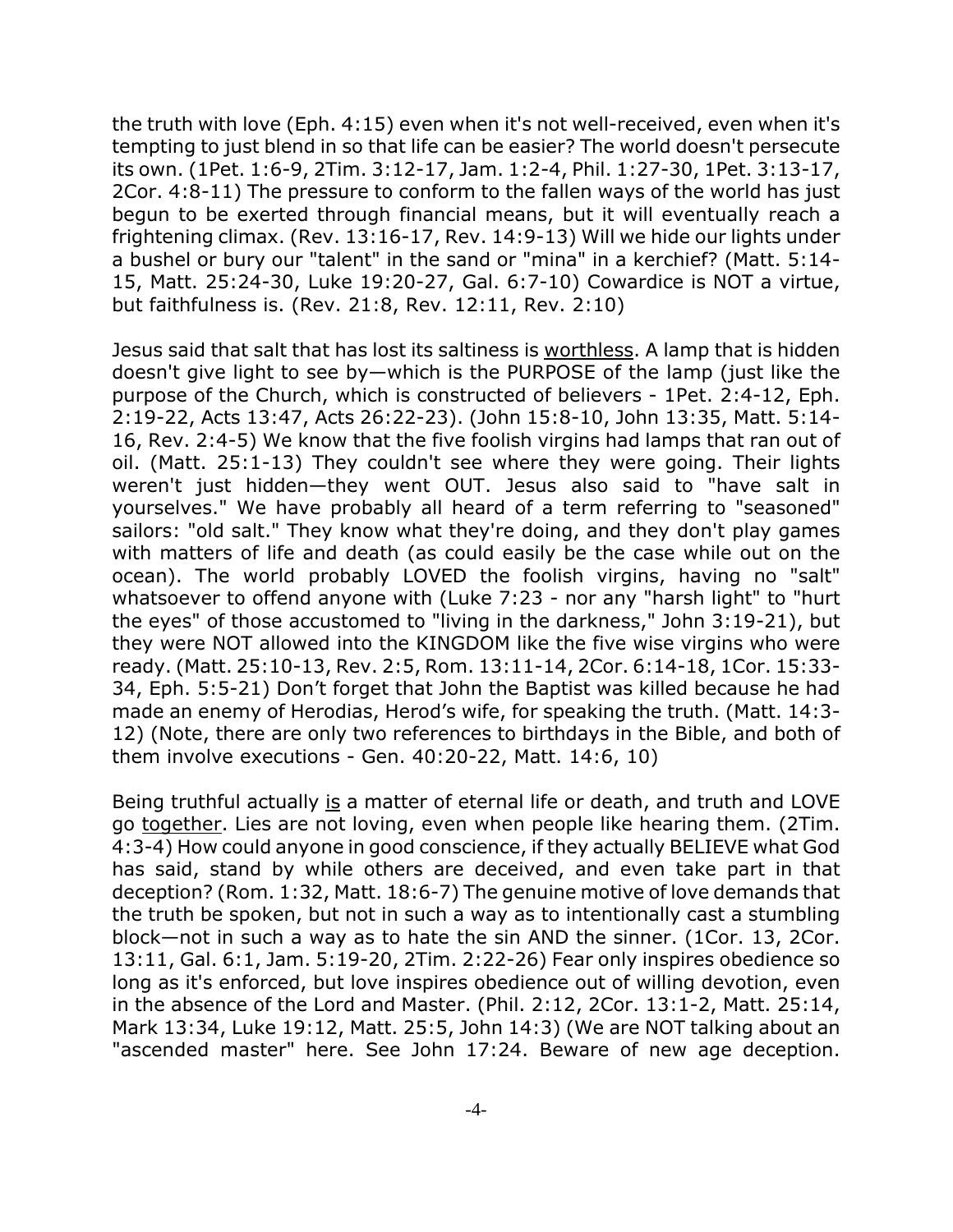the truth with love (Eph. 4:15) even when it's not well-received, even when it's tempting to just blend in so that life can be easier? The world doesn't persecute its own. (1Pet. 1:6-9, 2Tim. 3:12-17, Jam. 1:2-4, Phil. 1:27-30, 1Pet. 3:13-17, 2Cor. 4:8-11) The pressure to conform to the fallen ways of the world has just begun to be exerted through financial means, but it will eventually reach a frightening climax. (Rev. 13:16-17, Rev. 14:9-13) Will we hide our lights under a bushel or bury our "talent" in the sand or "mina" in a kerchief? (Matt. 5:14-15, Matt. 25:24-30, Luke 19:20-27, Gal. 6:7-10) Cowardice is NOT a virtue, but faithfulness is. (Rev. 21:8, Rev. 12:11, Rev. 2:10)

Jesus said that salt that has lost its saltiness is <u>worthless</u>. A lamp that is hidden doesn't give light to see by—which is the PURPOSE of the lamp (just like the purpose of the Church, which is constructed of believers - 1Pet. 2:4-12, Eph. 2:19-22, Acts 13:47, Acts 26:22-23). (John 15:8-10, John 13:35, Matt. 5:14-16, Rev. 2:4-5) We know that the five foolish virgins had lamps that ran out of oil. (Matt. 25:1-13) They couldn't see where they were going. Their lights weren't just hidden—they went OUT. Jesus also said to "have salt in yourselves." We have probably all heard of a term referring to "seasoned" sailors: "old salt." They know what they're doing, and they don't play games with matters of life and death (as could easily be the case while out on the ocean). The world probably LOVED the foolish virgins, having no "salt" whatsoever to offend anyone with (Luke 7:23 - nor any "harsh light" to "hurt the eyes" of those accustomed to "living in the darkness," John 3:19-21), but they were NOT allowed into the KINGDOM like the five wise virgins who were ready. (Matt. 25:10-13, Rev. 2:5, Rom. 13:11-14, 2Cor. 6:14-18, 1Cor. 15:33-34, Eph. 5:5-21) Don't forget that John the Baptist was killed because he had made an enemy of Herodias, Herod's wife, for speaking the truth. (Matt. 14:3-12) (Note, there are only two references to birthdays in the Bible, and both of them involve executions - Gen. 40:20-22, Matt. 14:6, 10)

Being truthful actually <u>is</u> a matter of eternal life or death, and truth and LOVE go <u>together</u>. Lies are not loving, even when people like hearing them. (2Tim. 4:3-4) How could anyone in good conscience, if they actually BELIEVE what God has said, stand by while others are deceived, and even take part in that deception? (Rom. 1:32, Matt. 18:6-7) The genuine motive of love demands that the truth be spoken, but not in such a way as to intentionally cast a stumbling block—not in such a way as to hate the sin AND the sinner. (1Cor. 13, 2Cor. 13:11, Gal. 6:1, Jam. 5:19-20, 2Tim. 2:22-26) Fear only inspires obedience so long as it's enforced, but love inspires obedience out of willing devotion, even in the absence of the Lord and Master. (Phil. 2:12, 2Cor. 13:1-2, Matt. 25:14, Mark 13:34, Luke 19:12, Matt. 25:5, John 14:3) (We are NOT talking about an "ascended master" here. See John 17:24. Beware of new age deception.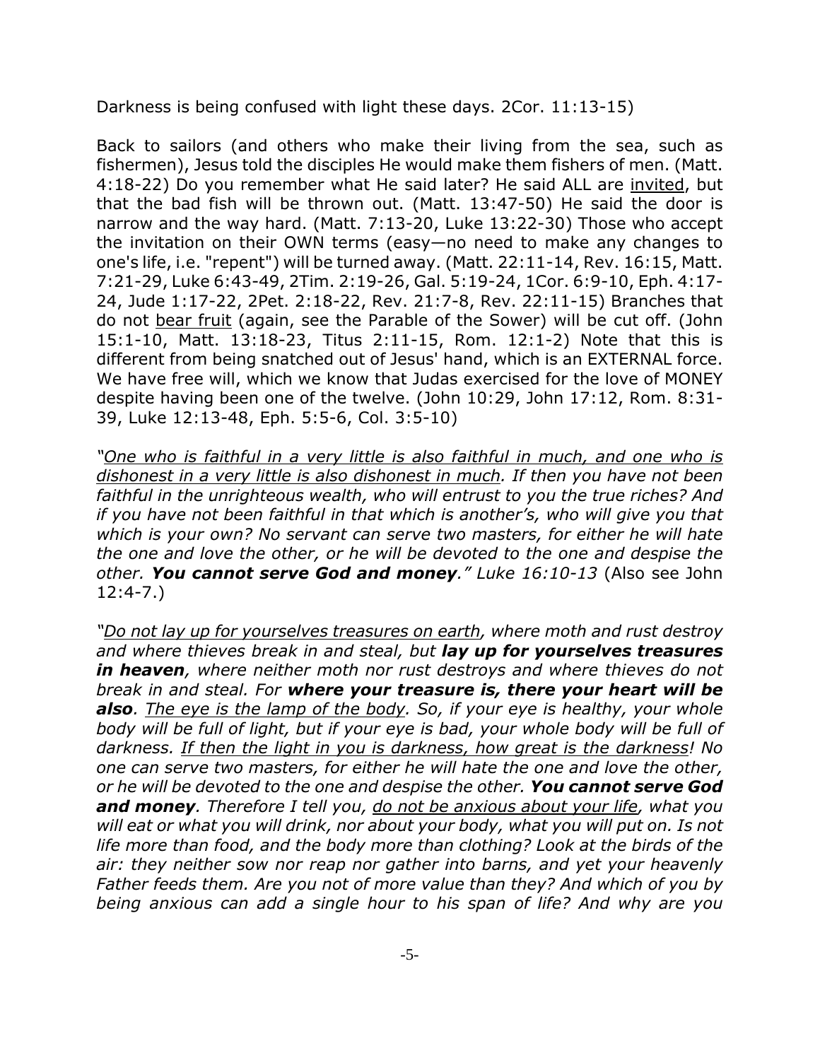Darkness is being confused with light these days. 2Cor. 11:13-15)

Back to sailors (and others who make their living from the sea, such as fishermen), Jesus told the disciples He would make them fishers of men. (Matt. 4:18-22) Do you remember what He said later? He said ALL are <u>invited</u>, but that the bad fish will be thrown out. (Matt. 13:47-50) He said the door is narrow and the way hard. (Matt. 7:13-20, Luke 13:22-30) Those who accept the invitation on their OWN terms (easy—no need to make any changes to one's life, i.e. "repent") will be turned away. (Matt. 22:11-14, Rev. 16:15, Matt. 7:21-29, Luke 6:43-49, 2Tim. 2:19-26, Gal. 5:19-24, 1Cor. 6:9-10, Eph. 4:17-24, Jude 1:17-22, 2Pet. 2:18-22, Rev. 21:7-8, Rev. 22:11-15) Branches that do not <u>bear fruit</u> (again, see the Parable of the Sower) will be cut off. (John 15:1-10, Matt. 13:18-23, Titus 2:11-15, Rom. 12:1-2) Note that this is different from being snatched out of Jesus' hand, which is an EXTERNAL force. We have free will, which we know that Judas exercised for the love of MONEY despite having been one of the twelve. (John 10:29, John 17:12, Rom. 8:31-39, Luke 12:13-48, Eph. 5:5-6, Col. 3:5-10)

*"<u>One who is faithful in a very little is also faithful in much, and one who is dishonest in a very little is also dishonest in much</u>. If then you have not been faithful in the unrighteous wealth, who will entrust to you the true riches? And if you have not been faithful in that which is another's, who will give you that which is your own? No servant can serve two masters, for either he will hate the one and love the other, or he will be devoted to the one and despise the other.* ***You cannot serve God and money****." Luke 16:10-13* (Also see John 12:4-7.)

*"<u>Do not lay up for yourselves treasures on earth</u>, where moth and rust destroy and where thieves break in and steal, but* ***lay up for yourselves treasures in heaven****, where neither moth nor rust destroys and where thieves do not break in and steal. For* ***where your treasure is, there your heart will be also****. <u>The eye is the lamp of the body</u>. So, if your eye is healthy, your whole body will be full of light, but if your eye is bad, your whole body will be full of darkness. <u>If then the light in you is darkness, how great is the darkness</u>! No one can serve two masters, for either he will hate the one and love the other, or he will be devoted to the one and despise the other.* ***You cannot serve God and money****. Therefore I tell you, <u>do not be anxious about your life</u>, what you will eat or what you will drink, nor about your body, what you will put on. Is not life more than food, and the body more than clothing? Look at the birds of the air: they neither sow nor reap nor gather into barns, and yet your heavenly Father feeds them. Are you not of more value than they? And which of you by being anxious can add a single hour to his span of life? And why are you*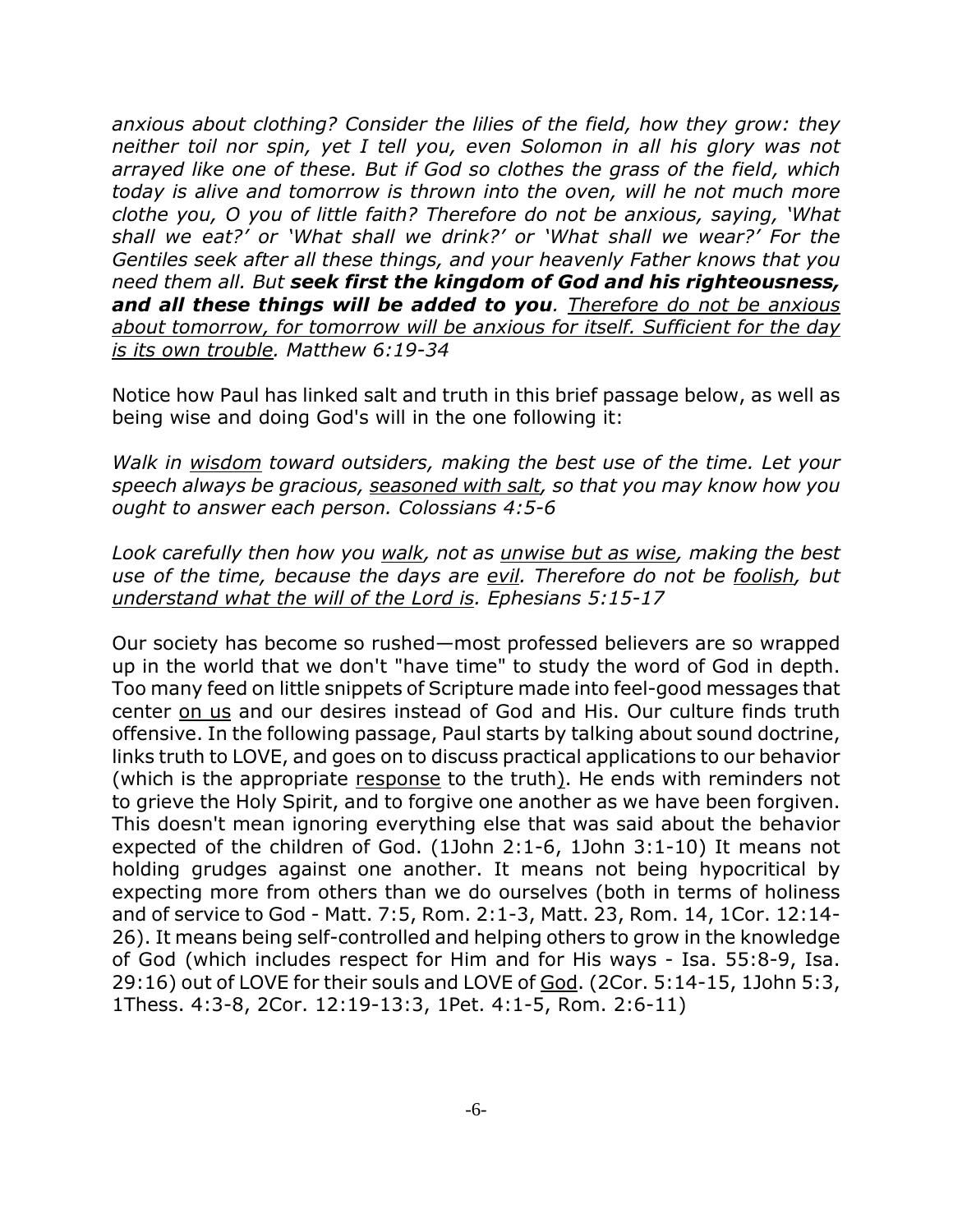*anxious about clothing? Consider the lilies of the field, how they grow: they neither toil nor spin, yet I tell you, even Solomon in all his glory was not arrayed like one of these. But if God so clothes the grass of the field, which today is alive and tomorrow is thrown into the oven, will he not much more clothe you, O you of little faith? Therefore do not be anxious, saying, 'What shall we eat?' or 'What shall we drink?' or 'What shall we wear?' For the Gentiles seek after all these things, and your heavenly Father knows that you need them all. But* ***seek first the kingdom of God and his righteousness, and all these things will be added to you****. <u>Therefore do not be anxious about tomorrow, for tomorrow will be anxious for itself. Sufficient for the day is its own trouble</u>. Matthew 6:19-34*

Notice how Paul has linked salt and truth in this brief passage below, as well as being wise and doing God's will in the one following it:

*Walk in <u>wisdom</u> toward outsiders, making the best use of the time. Let your speech always be gracious, <u>seasoned with salt</u>, so that you may know how you ought to answer each person. Colossians 4:5-6*

*Look carefully then how you <u>walk</u>, not as <u>unwise but as wise</u>, making the best use of the time, because the days are <u>evil</u>. Therefore do not be <u>foolish</u>, but <u>understand what the will of the Lord is</u>. Ephesians 5:15-17*

Our society has become so rushed—most professed believers are so wrapped up in the world that we don't "have time" to study the word of God in depth. Too many feed on little snippets of Scripture made into feel-good messages that center <u>on us</u> and our desires instead of God and His. Our culture finds truth offensive. In the following passage, Paul starts by talking about sound doctrine, links truth to LOVE, and goes on to discuss practical applications to our behavior (which is the appropriate <u>response</u> to the truth). He ends with reminders not to grieve the Holy Spirit, and to forgive one another as we have been forgiven. This doesn't mean ignoring everything else that was said about the behavior expected of the children of God. (1John 2:1-6, 1John 3:1-10) It means not holding grudges against one another. It means not being hypocritical by expecting more from others than we do ourselves (both in terms of holiness and of service to God - Matt. 7:5, Rom. 2:1-3, Matt. 23, Rom. 14, 1Cor. 12:14-26). It means being self-controlled and helping others to grow in the knowledge of God (which includes respect for Him and for His ways - Isa. 55:8-9, Isa. 29:16) out of LOVE for their souls and LOVE of <u>God</u>. (2Cor. 5:14-15, 1John 5:3, 1Thess. 4:3-8, 2Cor. 12:19-13:3, 1Pet. 4:1-5, Rom. 2:6-11)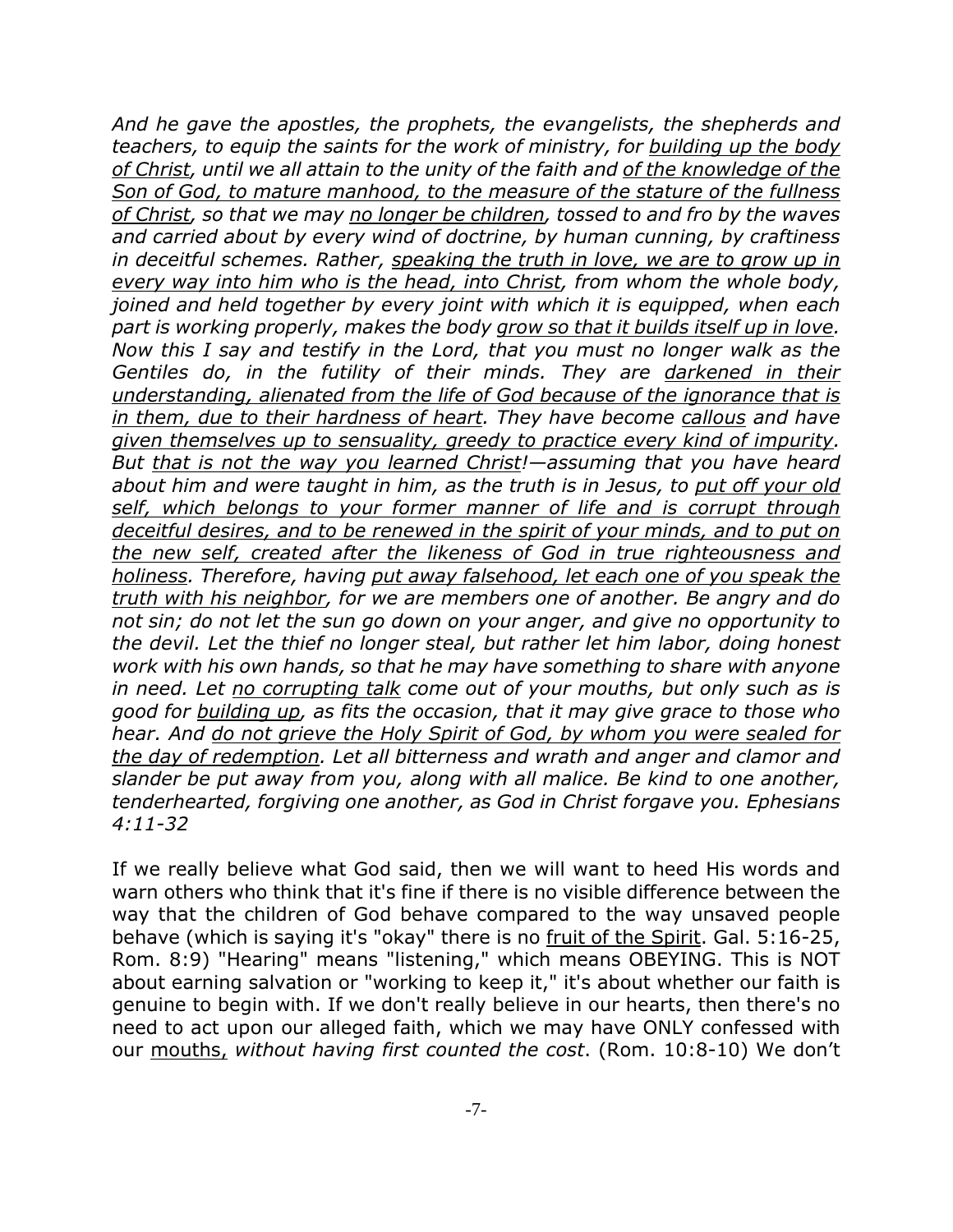*And he gave the apostles, the prophets, the evangelists, the shepherds and teachers, to equip the saints for the work of ministry, for <u>building up the body of Christ</u>, until we all attain to the unity of the faith and <u>of the knowledge of the Son of God, to mature manhood, to the measure of the stature of the fullness of Christ</u>, so that we may <u>no longer be children</u>, tossed to and fro by the waves and carried about by every wind of doctrine, by human cunning, by craftiness in deceitful schemes. Rather, <u>speaking the truth in love, we are to grow up in every way into him who is the head, into Christ</u>, from whom the whole body, joined and held together by every joint with which it is equipped, when each part is working properly, makes the body <u>grow so that it builds itself up in love</u>. Now this I say and testify in the Lord, that you must no longer walk as the Gentiles do, in the futility of their minds. They are <u>darkened in their understanding, alienated from the life of God because of the ignorance that is in them, due to their hardness of heart</u>. They have become <u>callous</u> and have <u>given themselves up to sensuality, greedy to practice every kind of impurity</u>. But <u>that is not the way you learned Christ</u>!—assuming that you have heard about him and were taught in him, as the truth is in Jesus, to <u>put off your old self, which belongs to your former manner of life and is corrupt through deceitful desires, and to be renewed in the spirit of your minds, and to put on the new self, created after the likeness of God in true righteousness and holiness</u>. Therefore, having <u>put away falsehood, let each one of you speak the truth with his neighbor</u>, for we are members one of another. Be angry and do not sin; do not let the sun go down on your anger, and give no opportunity to the devil. Let the thief no longer steal, but rather let him labor, doing honest work with his own hands, so that he may have something to share with anyone in need. Let <u>no corrupting talk</u> come out of your mouths, but only such as is good for <u>building up</u>, as fits the occasion, that it may give grace to those who hear. And <u>do not grieve the Holy Spirit of God, by whom you were sealed for the day of redemption</u>. Let all bitterness and wrath and anger and clamor and slander be put away from you, along with all malice. Be kind to one another, tenderhearted, forgiving one another, as God in Christ forgave you. Ephesians 4:11-32*

If we really believe what God said, then we will want to heed His words and warn others who think that it's fine if there is no visible difference between the way that the children of God behave compared to the way unsaved people behave (which is saying it's "okay" there is no <u>fruit of the Spirit</u>. Gal. 5:16-25, Rom. 8:9) "Hearing" means "listening," which means OBEYING. This is NOT about earning salvation or "working to keep it," it's about whether our faith is genuine to begin with. If we don't really believe in our hearts, then there's no need to act upon our alleged faith, which we may have ONLY confessed with our <u>mouths,</u> *without having first counted the cost*. (Rom. 10:8-10) We don't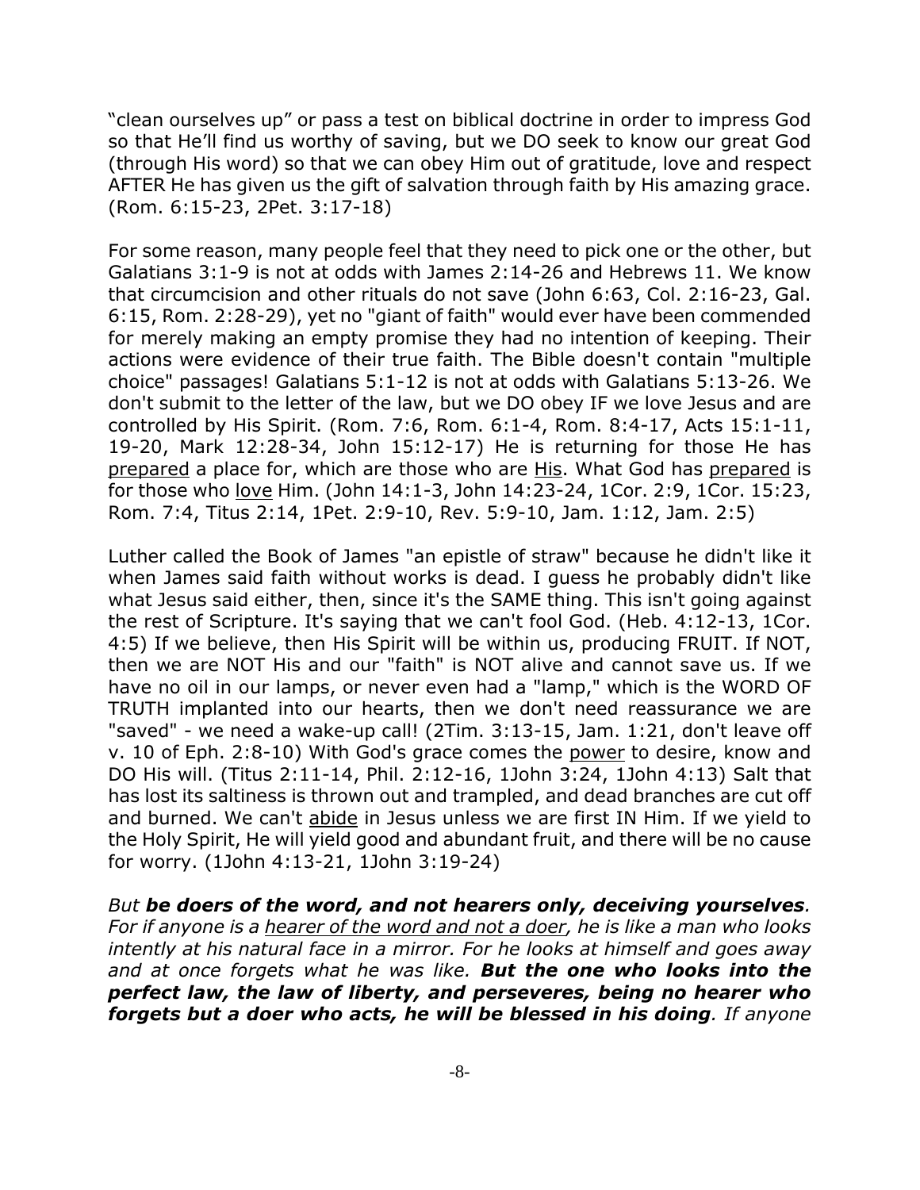"clean ourselves up" or pass a test on biblical doctrine in order to impress God so that He'll find us worthy of saving, but we DO seek to know our great God (through His word) so that we can obey Him out of gratitude, love and respect AFTER He has given us the gift of salvation through faith by His amazing grace. (Rom. 6:15-23, 2Pet. 3:17-18)

For some reason, many people feel that they need to pick one or the other, but Galatians 3:1-9 is not at odds with James 2:14-26 and Hebrews 11. We know that circumcision and other rituals do not save (John 6:63, Col. 2:16-23, Gal. 6:15, Rom. 2:28-29), yet no "giant of faith" would ever have been commended for merely making an empty promise they had no intention of keeping. Their actions were evidence of their true faith. The Bible doesn't contain "multiple choice" passages! Galatians 5:1-12 is not at odds with Galatians 5:13-26. We don't submit to the letter of the law, but we DO obey IF we love Jesus and are controlled by His Spirit. (Rom. 7:6, Rom. 6:1-4, Rom. 8:4-17, Acts 15:1-11, 19-20, Mark 12:28-34, John 15:12-17) He is returning for those He has <u>prepared</u> a place for, which are those who are <u>His</u>. What God has <u>prepared</u> is for those who <u>love</u> Him. (John 14:1-3, John 14:23-24, 1Cor. 2:9, 1Cor. 15:23, Rom. 7:4, Titus 2:14, 1Pet. 2:9-10, Rev. 5:9-10, Jam. 1:12, Jam. 2:5)

Luther called the Book of James "an epistle of straw" because he didn't like it when James said faith without works is dead. I guess he probably didn't like what Jesus said either, then, since it's the SAME thing. This isn't going against the rest of Scripture. It's saying that we can't fool God. (Heb. 4:12-13, 1Cor. 4:5) If we believe, then His Spirit will be within us, producing FRUIT. If NOT, then we are NOT His and our "faith" is NOT alive and cannot save us. If we have no oil in our lamps, or never even had a "lamp," which is the WORD OF TRUTH implanted into our hearts, then we don't need reassurance we are "saved" - we need a wake-up call! (2Tim. 3:13-15, Jam. 1:21, don't leave off v. 10 of Eph. 2:8-10) With God's grace comes the <u>power</u> to desire, know and DO His will. (Titus 2:11-14, Phil. 2:12-16, 1John 3:24, 1John 4:13) Salt that has lost its saltiness is thrown out and trampled, and dead branches are cut off and burned. We can't <u>abide</u> in Jesus unless we are first IN Him. If we yield to the Holy Spirit, He will yield good and abundant fruit, and there will be no cause for worry. (1John 4:13-21, 1John 3:19-24)

*But **be doers of the word, and not hearers only, deceiving yourselves**. For if anyone is a <u>hearer of the word and not a doer</u>, he is like a man who looks intently at his natural face in a mirror. For he looks at himself and goes away and at once forgets what he was like. **But the one who looks into the perfect law, the law of liberty, and perseveres, being no hearer who forgets but a doer who acts, he will be blessed in his doing**. If anyone*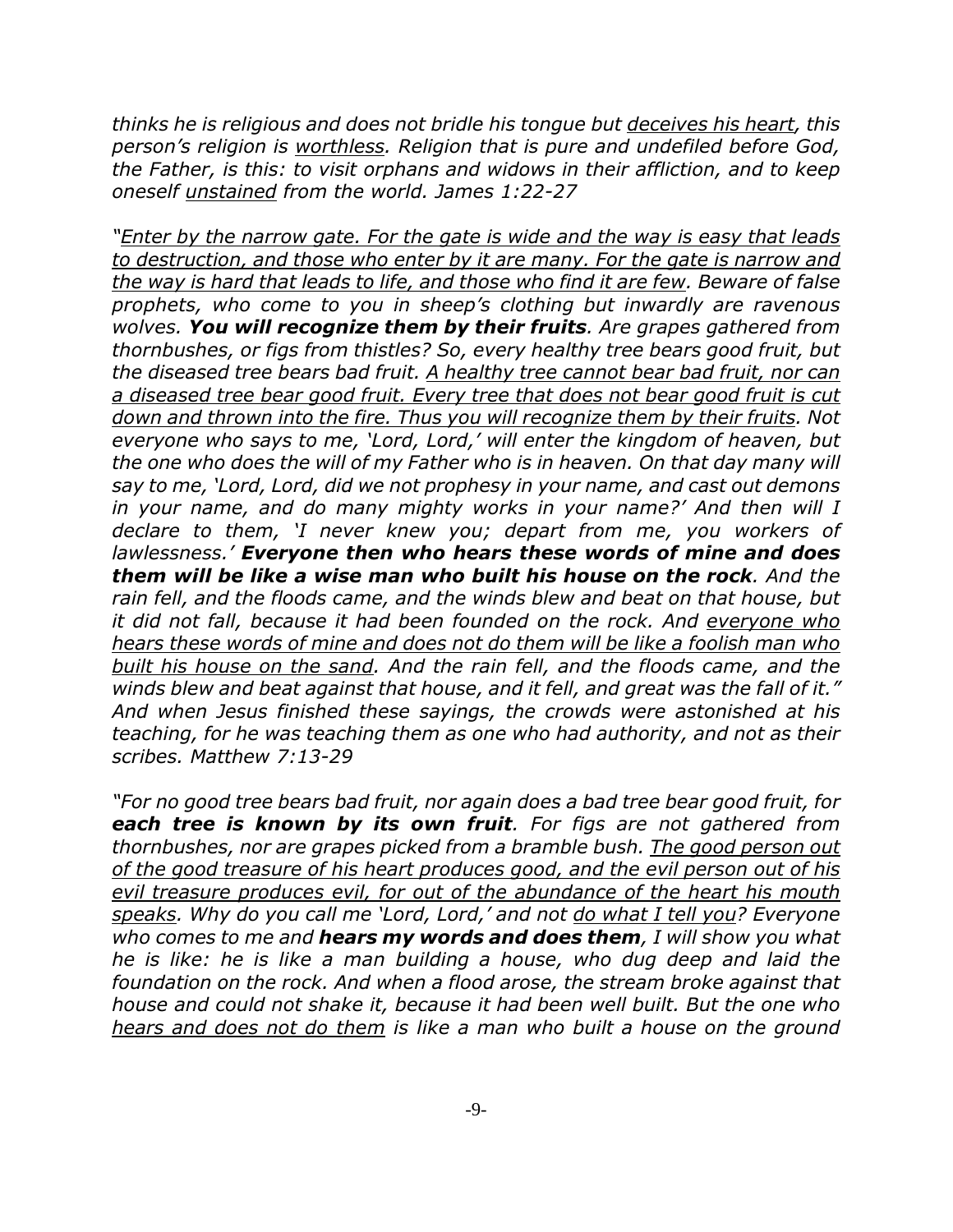*thinks he is religious and does not bridle his tongue but <u>deceives his heart</u>, this person's religion is <u>worthless</u>. Religion that is pure and undefiled before God, the Father, is this: to visit orphans and widows in their affliction, and to keep oneself <u>unstained</u> from the world. James 1:22-27*

*"<u>Enter by the narrow gate. For the gate is wide and the way is easy that leads to destruction, and those who enter by it are many. For the gate is narrow and the way is hard that leads to life, and those who find it are few</u>. Beware of false prophets, who come to you in sheep's clothing but inwardly are ravenous wolves.* ***You will recognize them by their fruits****. Are grapes gathered from thornbushes, or figs from thistles? So, every healthy tree bears good fruit, but the diseased tree bears bad fruit. <u>A healthy tree cannot bear bad fruit, nor can a diseased tree bear good fruit. Every tree that does not bear good fruit is cut down and thrown into the fire. Thus you will recognize them by their fruits</u>. Not everyone who says to me, 'Lord, Lord,' will enter the kingdom of heaven, but the one who does the will of my Father who is in heaven. On that day many will say to me, 'Lord, Lord, did we not prophesy in your name, and cast out demons in your name, and do many mighty works in your name?' And then will I declare to them, 'I never knew you; depart from me, you workers of lawlessness.'* ***Everyone then who hears these words of mine and does them will be like a wise man who built his house on the rock****. And the rain fell, and the floods came, and the winds blew and beat on that house, but it did not fall, because it had been founded on the rock. And <u>everyone who hears these words of mine and does not do them will be like a foolish man who built his house on the sand</u>. And the rain fell, and the floods came, and the winds blew and beat against that house, and it fell, and great was the fall of it." And when Jesus finished these sayings, the crowds were astonished at his teaching, for he was teaching them as one who had authority, and not as their scribes. Matthew 7:13-29*

*"For no good tree bears bad fruit, nor again does a bad tree bear good fruit, for* ***each tree is known by its own fruit****. For figs are not gathered from thornbushes, nor are grapes picked from a bramble bush. <u>The good person out of the good treasure of his heart produces good, and the evil person out of his evil treasure produces evil, for out of the abundance of the heart his mouth speaks</u>. Why do you call me 'Lord, Lord,' and not <u>do what I tell you</u>? Everyone who comes to me and* ***hears my words and does them****, I will show you what he is like: he is like a man building a house, who dug deep and laid the foundation on the rock. And when a flood arose, the stream broke against that house and could not shake it, because it had been well built. But the one who <u>hears and does not do them</u> is like a man who built a house on the ground*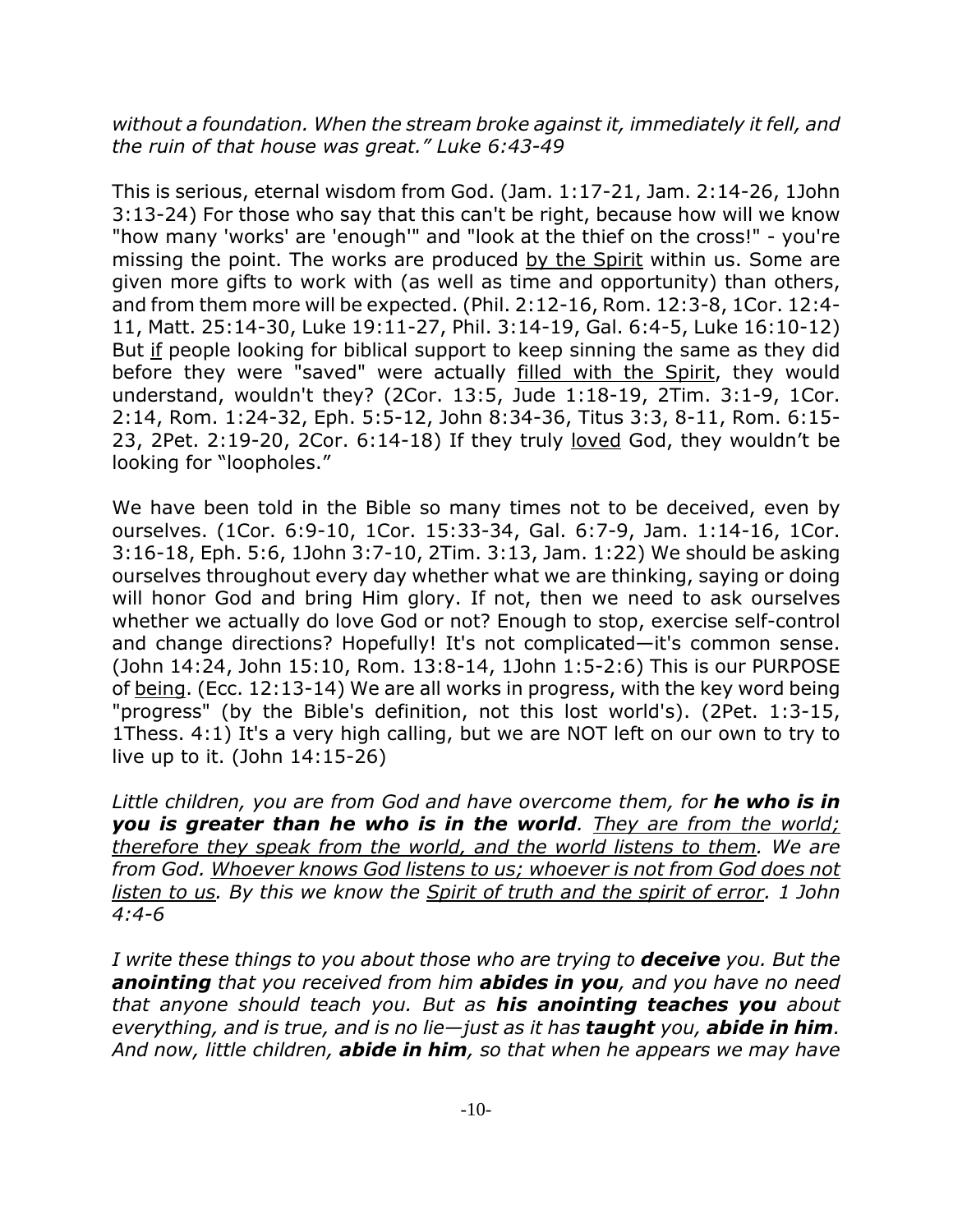*without a foundation. When the stream broke against it, immediately it fell, and the ruin of that house was great." Luke 6:43-49*

This is serious, eternal wisdom from God. (Jam. 1:17-21, Jam. 2:14-26, 1John 3:13-24) For those who say that this can't be right, because how will we know "how many 'works' are 'enough'" and "look at the thief on the cross!" - you're missing the point. The works are produced <u>by the Spirit</u> within us. Some are given more gifts to work with (as well as time and opportunity) than others, and from them more will be expected. (Phil. 2:12-16, Rom. 12:3-8, 1Cor. 12:4-11, Matt. 25:14-30, Luke 19:11-27, Phil. 3:14-19, Gal. 6:4-5, Luke 16:10-12) But <u>if</u> people looking for biblical support to keep sinning the same as they did before they were "saved" were actually <u>filled with the Spirit</u>, they would understand, wouldn't they? (2Cor. 13:5, Jude 1:18-19, 2Tim. 3:1-9, 1Cor. 2:14, Rom. 1:24-32, Eph. 5:5-12, John 8:34-36, Titus 3:3, 8-11, Rom. 6:15-23, 2Pet. 2:19-20, 2Cor. 6:14-18) If they truly <u>loved</u> God, they wouldn't be looking for "loopholes."

We have been told in the Bible so many times not to be deceived, even by ourselves. (1Cor. 6:9-10, 1Cor. 15:33-34, Gal. 6:7-9, Jam. 1:14-16, 1Cor. 3:16-18, Eph. 5:6, 1John 3:7-10, 2Tim. 3:13, Jam. 1:22) We should be asking ourselves throughout every day whether what we are thinking, saying or doing will honor God and bring Him glory. If not, then we need to ask ourselves whether we actually do love God or not? Enough to stop, exercise self-control and change directions? Hopefully! It's not complicated—it's common sense. (John 14:24, John 15:10, Rom. 13:8-14, 1John 1:5-2:6) This is our PURPOSE of <u>being</u>. (Ecc. 12:13-14) We are all works in progress, with the key word being "progress" (by the Bible's definition, not this lost world's). (2Pet. 1:3-15, 1Thess. 4:1) It's a very high calling, but we are NOT left on our own to try to live up to it. (John 14:15-26)

*Little children, you are from God and have overcome them, for **he who is in you is greater than he who is in the world**. <u>They are from the world; therefore they speak from the world, and the world listens to them</u>. We are from God. <u>Whoever knows God listens to us; whoever is not from God does not listen to us</u>. By this we know the <u>Spirit of truth and the spirit of error</u>. 1 John 4:4-6*

*I write these things to you about those who are trying to **deceive** you. But the **anointing** that you received from him **abides in you**, and you have no need that anyone should teach you. But as **his anointing teaches you** about everything, and is true, and is no lie—just as it has **taught** you, **abide in him**. And now, little children, **abide in him**, so that when he appears we may have*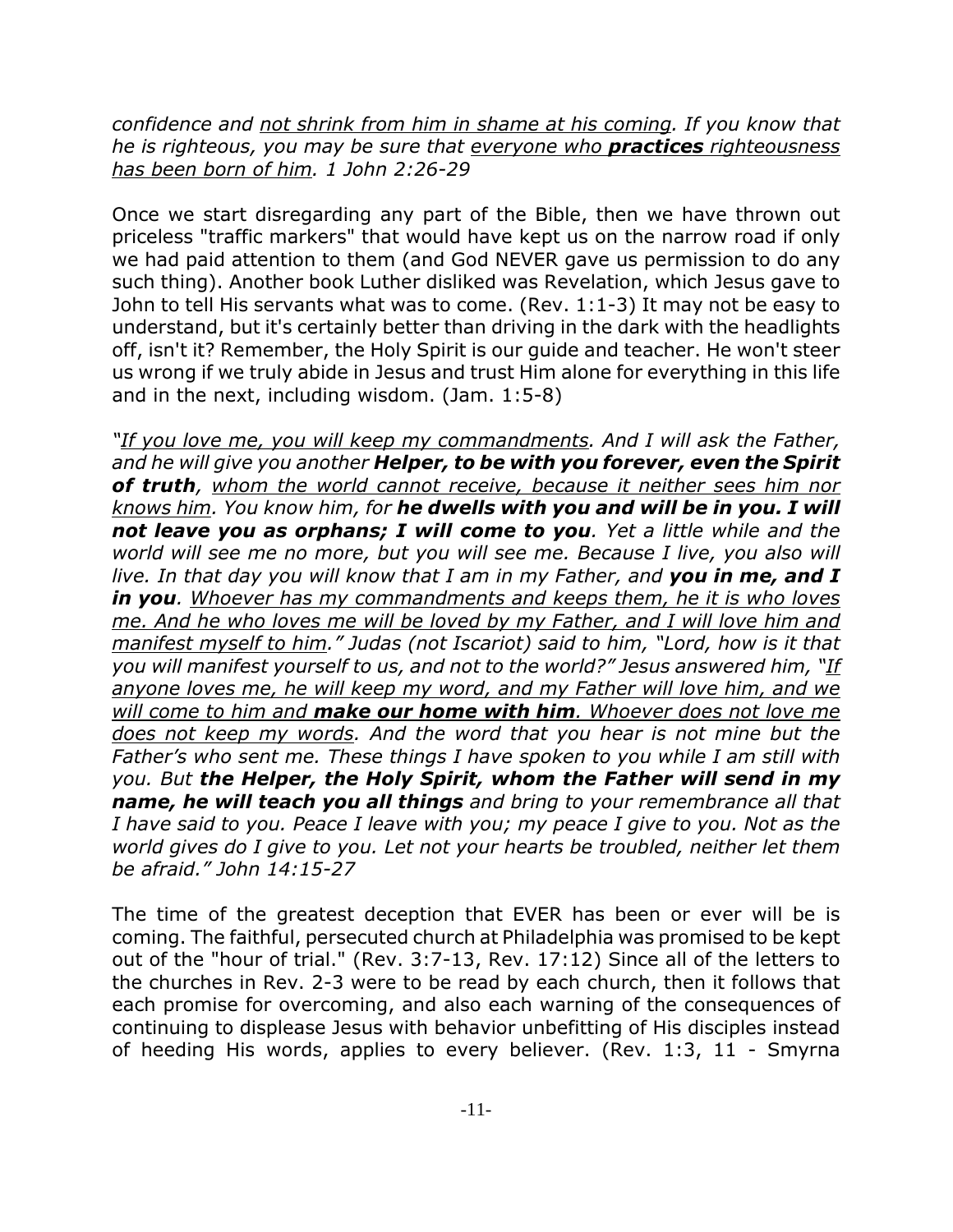*confidence and <u>not shrink from him in shame at his coming</u>. If you know that he is righteous, you may be sure that <u>everyone who **practices** righteousness has been born of him</u>. 1 John 2:26-29*

Once we start disregarding any part of the Bible, then we have thrown out priceless "traffic markers" that would have kept us on the narrow road if only we had paid attention to them (and God NEVER gave us permission to do any such thing). Another book Luther disliked was Revelation, which Jesus gave to John to tell His servants what was to come. (Rev. 1:1-3) It may not be easy to understand, but it's certainly better than driving in the dark with the headlights off, isn't it? Remember, the Holy Spirit is our guide and teacher. He won't steer us wrong if we truly abide in Jesus and trust Him alone for everything in this life and in the next, including wisdom. (Jam. 1:5-8)

*"<u>If you love me, you will keep my commandments</u>. And I will ask the Father, and he will give you another **Helper, to be with you forever, even the Spirit of truth**, <u>whom the world cannot receive, because it neither sees him nor knows him</u>. You know him, for **he dwells with you and will be in you. I will not leave you as orphans; I will come to you**. Yet a little while and the world will see me no more, but you will see me. Because I live, you also will live. In that day you will know that I am in my Father, and **you in me, and I in you**. <u>Whoever has my commandments and keeps them, he it is who loves me. And he who loves me will be loved by my Father, and I will love him and manifest myself to him</u>." Judas (not Iscariot) said to him, "Lord, how is it that you will manifest yourself to us, and not to the world?" Jesus answered him, "<u>If anyone loves me, he will keep my word, and my Father will love him, and we will come to him and **make our home with him**. Whoever does not love me does not keep my words</u>. And the word that you hear is not mine but the Father's who sent me. These things I have spoken to you while I am still with you. But **the Helper, the Holy Spirit, whom the Father will send in my name, he will teach you all things** and bring to your remembrance all that I have said to you. Peace I leave with you; my peace I give to you. Not as the world gives do I give to you. Let not your hearts be troubled, neither let them be afraid." John 14:15-27*

The time of the greatest deception that EVER has been or ever will be is coming. The faithful, persecuted church at Philadelphia was promised to be kept out of the "hour of trial." (Rev. 3:7-13, Rev. 17:12) Since all of the letters to the churches in Rev. 2-3 were to be read by each church, then it follows that each promise for overcoming, and also each warning of the consequences of continuing to displease Jesus with behavior unbefitting of His disciples instead of heeding His words, applies to every believer. (Rev. 1:3, 11 - Smyrna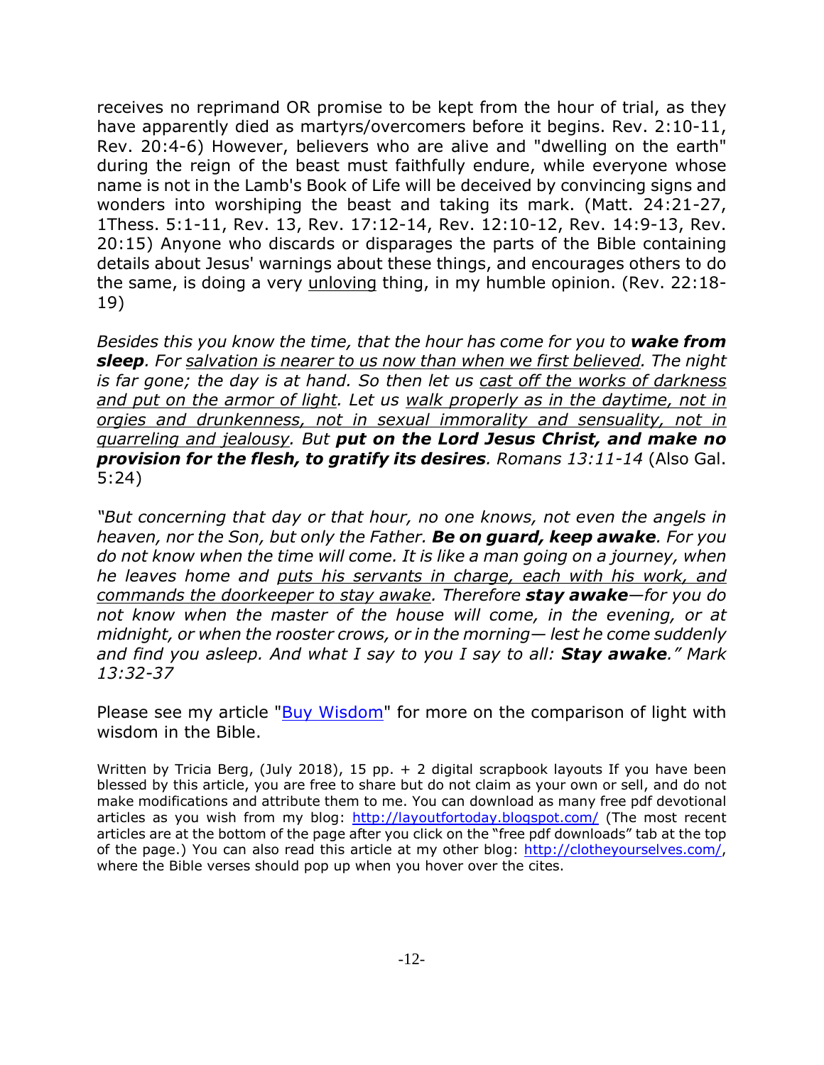receives no reprimand OR promise to be kept from the hour of trial, as they have apparently died as martyrs/overcomers before it begins. Rev. 2:10-11, Rev. 20:4-6) However, believers who are alive and "dwelling on the earth" during the reign of the beast must faithfully endure, while everyone whose name is not in the Lamb's Book of Life will be deceived by convincing signs and wonders into worshiping the beast and taking its mark. (Matt. 24:21-27, 1Thess. 5:1-11, Rev. 13, Rev. 17:12-14, Rev. 12:10-12, Rev. 14:9-13, Rev. 20:15) Anyone who discards or disparages the parts of the Bible containing details about Jesus' warnings about these things, and encourages others to do the same, is doing a very <u>unloving</u> thing, in my humble opinion. (Rev. 22:18-19)

*Besides this you know the time, that the hour has come for you to **wake from sleep**. For <u>salvation is nearer to us now than when we first believed</u>. The night is far gone; the day is at hand. So then let us <u>cast off the works of darkness and put on the armor of light</u>. Let us <u>walk properly as in the daytime, not in orgies and drunkenness, not in sexual immorality and sensuality, not in quarreling and jealousy</u>. But **put on the Lord Jesus Christ, and make no provision for the flesh, to gratify its desires**. Romans 13:11-14* (Also Gal. 5:24)

*"But concerning that day or that hour, no one knows, not even the angels in heaven, nor the Son, but only the Father. **Be on guard, keep awake**. For you do not know when the time will come. It is like a man going on a journey, when he leaves home and <u>puts his servants in charge, each with his work, and commands the doorkeeper to stay awake</u>. Therefore **stay awake**—for you do not know when the master of the house will come, in the evening, or at midnight, or when the rooster crows, or in the morning— lest he come suddenly and find you asleep. And what I say to you I say to all: **Stay awake**." Mark 13:32-37*

Please see my article "[Buy Wisdom]" for more on the comparison of light with wisdom in the Bible.

Written by Tricia Berg, (July 2018), 15 pp. + 2 digital scrapbook layouts If you have been blessed by this article, you are free to share but do not claim as your own or sell, and do not make modifications and attribute them to me. You can download as many free pdf devotional articles as you wish from my blog: http://layoutfortoday.blogspot.com/ (The most recent articles are at the bottom of the page after you click on the "free pdf downloads" tab at the top of the page.) You can also read this article at my other blog: http://clotheyourselves.com/, where the Bible verses should pop up when you hover over the cites.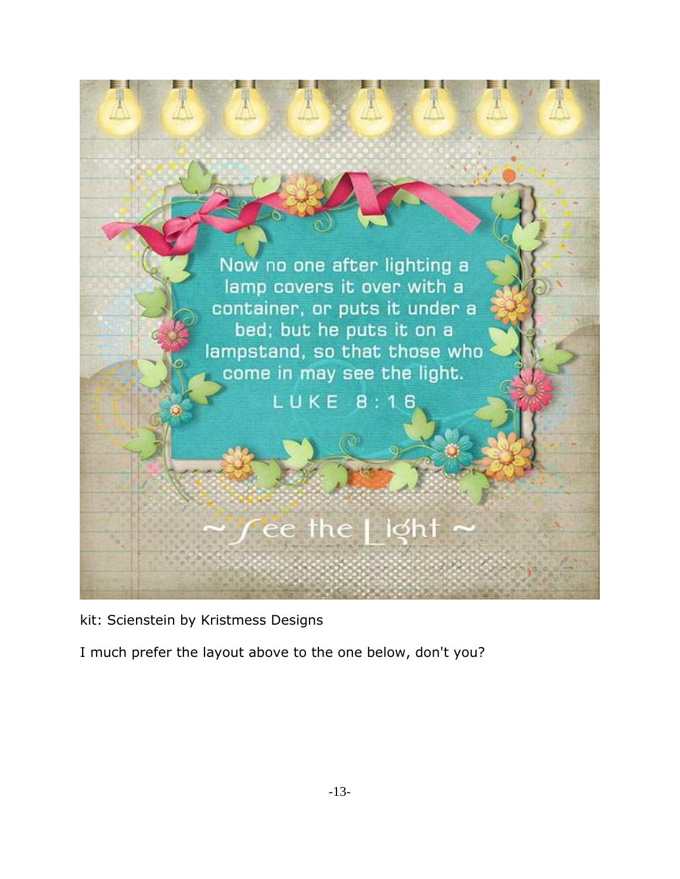kit: Scienstein by Kristmess Designs

I much prefer the layout above to the one below, don't you?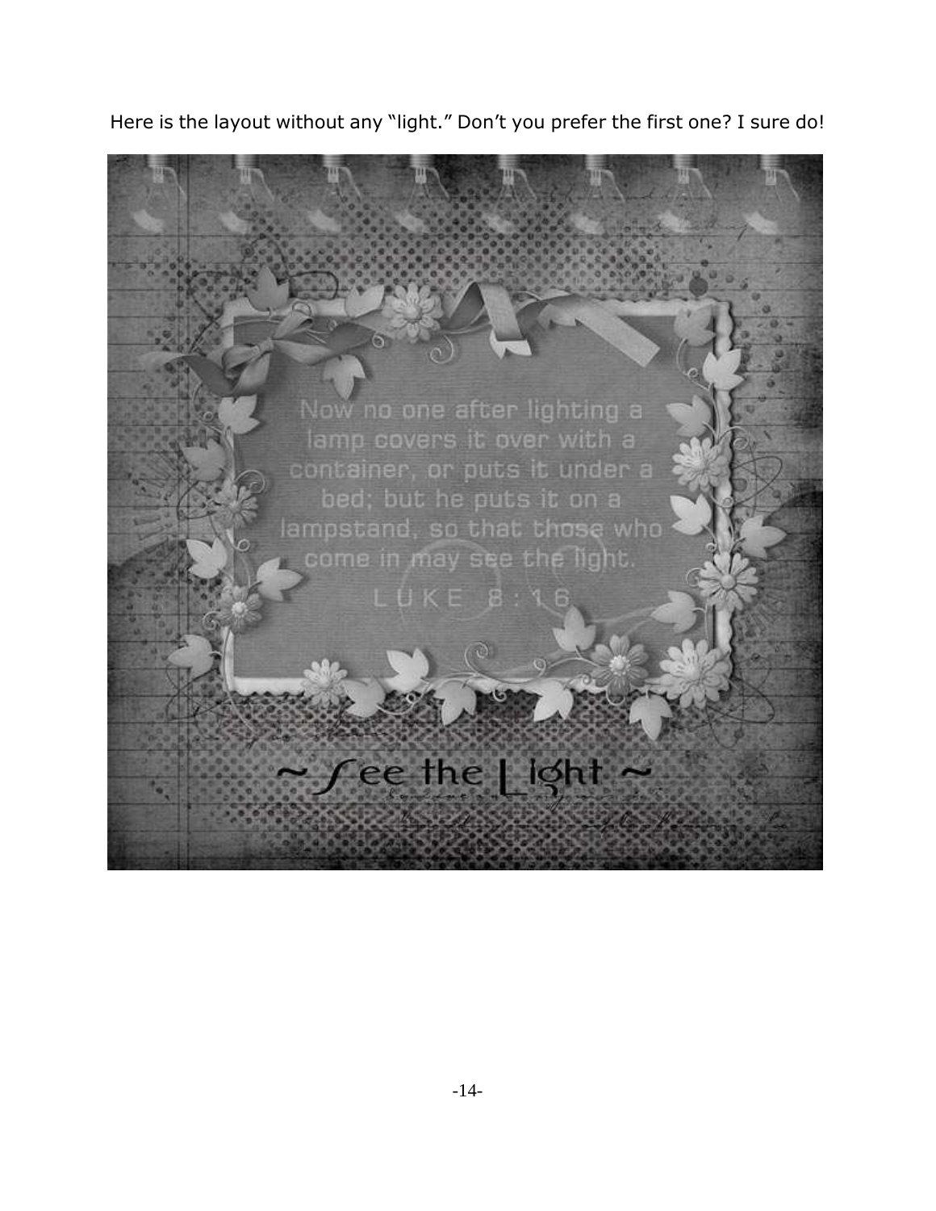Here is the layout without any "light." Don't you prefer the first one? I sure do!

Now no one after lighting a lamp covers it over with a container, or puts it under a bed; but he puts it on a lampstand, so that those who come in may see the light.

LUKE 8:16

~ See the Light ~